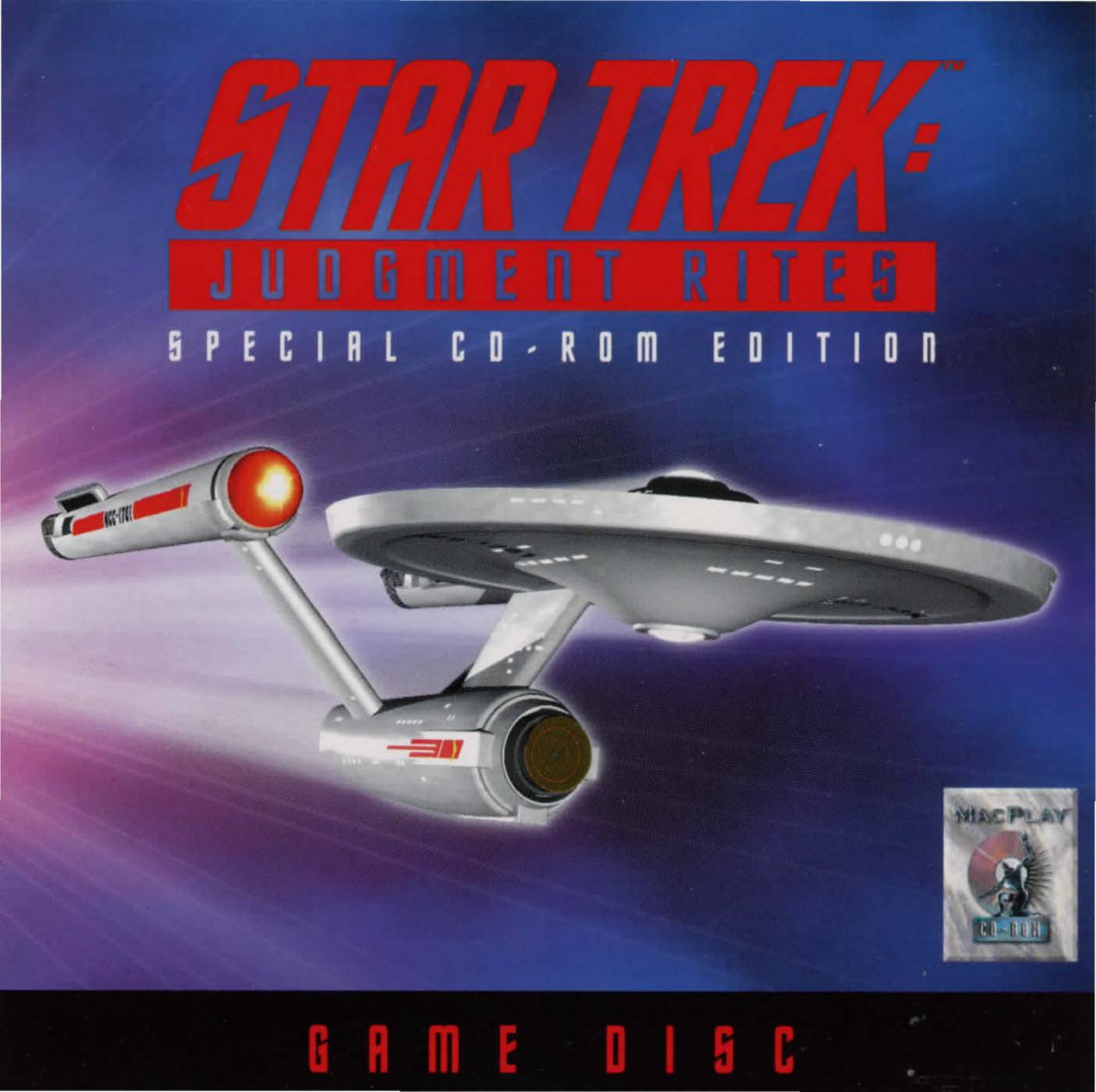# STAR TREK™: JUDGMENT RITES

SPECIAL CD-ROM EDITION

MACPLAY CD-ROM

GAME DISC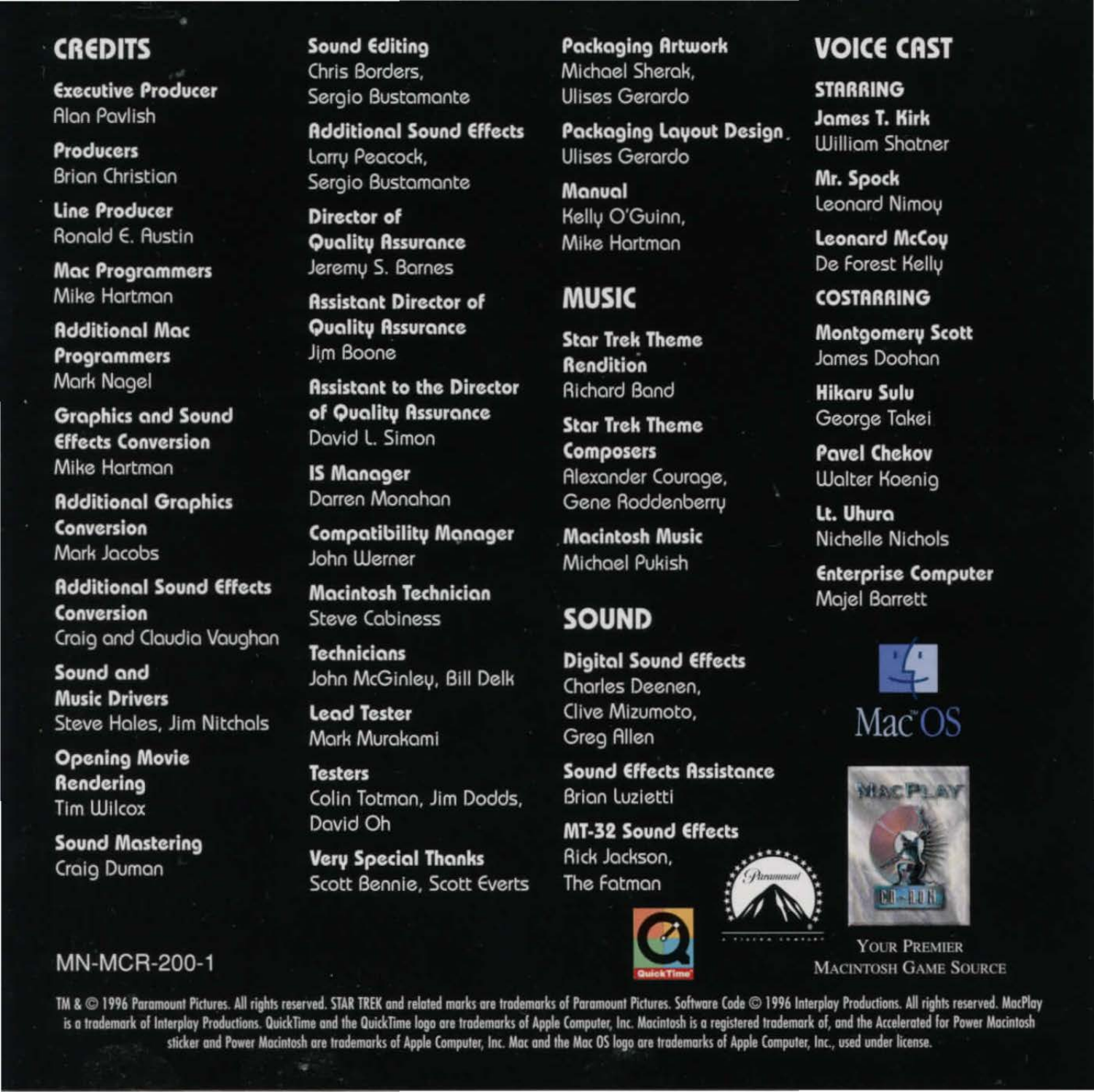## CREDITS

**Executive Producer**
Alan Pavlish

**Producers**
Brian Christian

**Line Producer**
Ronald E. Austin

**Mac Programmers**
Mike Hartman

**Additional Mac Programmers**
Mark Nagel

**Graphics and Sound Effects Conversion**
Mike Hartman

**Additional Graphics Conversion**
Mark Jacobs

**Additional Sound Effects Conversion**
Craig and Claudia Vaughan

**Sound and Music Drivers**
Steve Hales, Jim Nitchals

**Opening Movie Rendering**
Tim Wilcox

**Sound Mastering**
Craig Duman

**Sound Editing**
Chris Borders, Sergio Bustamante

**Additional Sound Effects**
Larry Peacock, Sergio Bustamante

**Director of Quality Assurance**
Jeremy S. Barnes

**Assistant Director of Quality Assurance**
Jim Boone

**Assistant to the Director of Quality Assurance**
David L. Simon

**IS Manager**
Darren Monahan

**Compatibility Manager**
John Werner

**Macintosh Technician**
Steve Cabiness

**Technicians**
John McGinley, Bill Delk

**Lead Tester**
Mark Murakami

**Testers**
Colin Totman, Jim Dodds, David Oh

**Very Special Thanks**
Scott Bennie, Scott Everts

**Packaging Artwork**
Michael Sherak, Ulises Gerardo

**Packaging Layout Design**
Ulises Gerardo

**Manual**
Kelly O'Guinn, Mike Hartman

## MUSIC

**Star Trek Theme Rendition**
Richard Band

**Star Trek Theme Composers**
Alexander Courage, Gene Roddenberry

**Macintosh Music**
Michael Pukish

## SOUND

**Digital Sound Effects**
Charles Deenen, Clive Mizumoto, Greg Allen

**Sound Effects Assistance**
Brian Luzietti

**MT-32 Sound Effects**
Rick Jackson, The Fatman

## VOICE CAST

**STARRING**

**James T. Kirk**
William Shatner

**Mr. Spock**
Leonard Nimoy

**Leonard McCoy**
De Forest Kelly

**COSTARRING**

**Montgomery Scott**
James Doohan

**Hikaru Sulu**
George Takei

**Pavel Chekov**
Walter Koenig

**Lt. Uhura**
Nichelle Nichols

**Enterprise Computer**
Majel Barrett

Mac OS

YOUR PREMIER MACINTOSH GAME SOURCE

MN-MCR-200-1

TM & © 1996 Paramount Pictures. All rights reserved. STAR TREK and related marks are trademarks of Paramount Pictures. Software Code © 1996 Interplay Productions. All rights reserved. MacPlay is a trademark of Interplay Productions. QuickTime and the QuickTime logo are trademarks of Apple Computer, Inc. Macintosh is a registered trademark of, and the Accelerated for Power Macintosh sticker and Power Macintosh are trademarks of Apple Computer, Inc. Mac and the Mac OS logo are trademarks of Apple Computer, Inc., used under license.